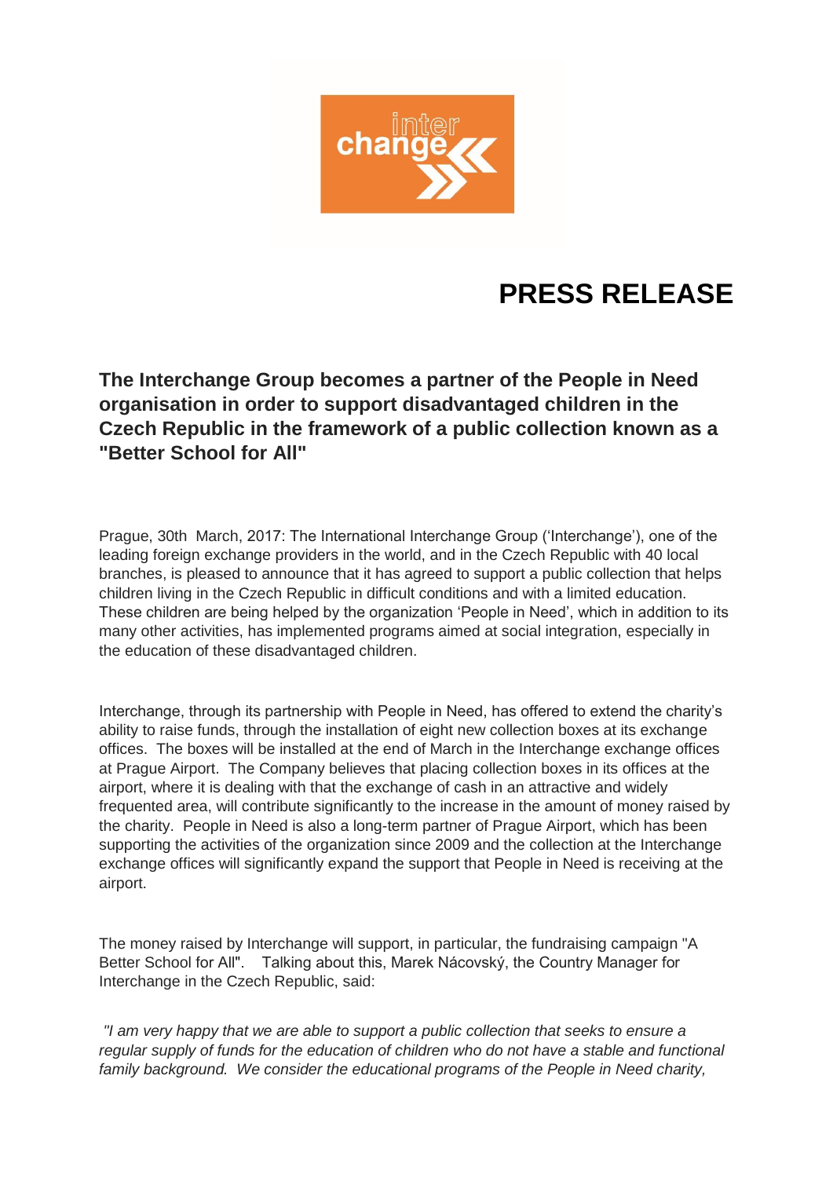# PRESS RELEASE

## The Interchange Group becomes a partner of the People in Need organisation in order to support disadvantaged children in the Czech Republic in the framework of a public collection known as a "Better School for All"

Prague, 30th March, 2017: The International Interchange Group ('Interchange'), one of the leading foreign exchange providers in the world, and in the Czech Republic with 40 local branches, is pleased to announce that it has agreed to support a public collection that helps children living in the Czech Republic in difficult conditions and with a limited education. These children are being helped by the organization 'People in Need', which in addition to its many other activities, has implemented programs aimed at social integration, especially in the education of these disadvantaged children.

Interchange, through its partnership with People in Need, has offered to extend the charity's ability to raise funds, through the installation of eight new collection boxes at its exchange offices. The boxes will be installed at the end of March in the Interchange exchange offices at Prague Airport. The Company believes that placing collection boxes in its offices at the airport, where it is dealing with that the exchange of cash in an attractive and widely frequented area, will contribute significantly to the increase in the amount of money raised by the charity. People in Need is also a long-term partner of Prague Airport, which has been supporting the activities of the organization since 2009 and the collection at the Interchange exchange offices will significantly expand the support that People in Need is receiving at the airport.

The money raised by Interchange will support, in particular, the fundraising campaign "A Better School for All". Talking about this, Marek Nácovský, the Country Manager for Interchange in the Czech Republic, said:

*"I am very happy that we are able to support a public collection that seeks to ensure a regular supply of funds for the education of children who do not have a stable and functional family background. We consider the educational programs of the People in Need charity,*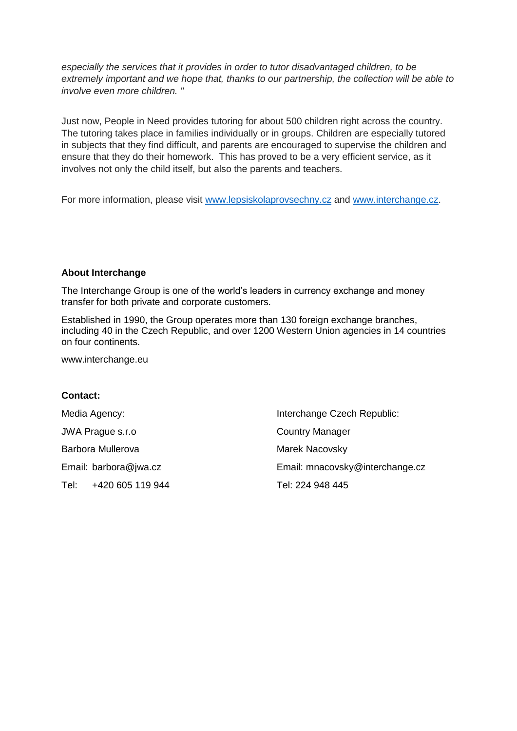*especially the services that it provides in order to tutor disadvantaged children, to be extremely important and we hope that, thanks to our partnership, the collection will be able to involve even more children. "*

Just now, People in Need provides tutoring for about 500 children right across the country. The tutoring takes place in families individually or in groups. Children are especially tutored in subjects that they find difficult, and parents are encouraged to supervise the children and ensure that they do their homework. This has proved to be a very efficient service, as it involves not only the child itself, but also the parents and teachers.

For more information, please visit www.lepsiskolaprovsechny.cz and www.interchange.cz.

**About Interchange**

The Interchange Group is one of the world's leaders in currency exchange and money transfer for both private and corporate customers.

Established in 1990, the Group operates more than 130 foreign exchange branches, including 40 in the Czech Republic, and over 1200 Western Union agencies in 14 countries on four continents.

www.interchange.eu

**Contact:**

Media Agency:

JWA Prague s.r.o

Barbora Mullerova

Email: barbora@jwa.cz

Tel: +420 605 119 944

Interchange Czech Republic:

Country Manager

Marek Nacovsky

Email: mnacovsky@interchange.cz

Tel: 224 948 445